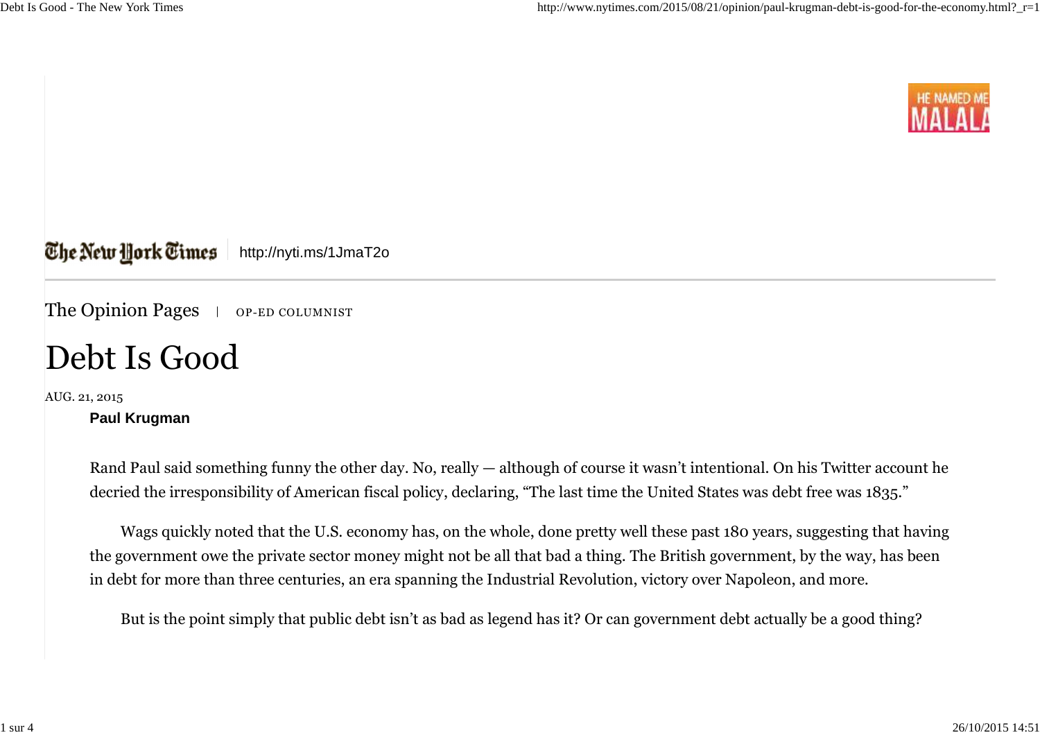The New York Times http://nyti.ms/1JmaT2o

The Opinion Pages | OP-ED COLUMNIST

# Debt Is Good

AUG. 21, 2015

**Paul Krugman**

Rand Paul said something funny the other day. No, really — although of course it wasn't intentional. On his Twitter account he decried the irresponsibility of American fiscal policy, declaring, "The last time the United States was debt free was 1835."

Wags quickly noted that the U.S. economy has, on the whole, done pretty well these past 180 years, suggesting that having the government owe the private sector money might not be all that bad a thing. The British government, by the way, has been in debt for more than three centuries, an era spanning the Industrial Revolution, victory over Napoleon, and more.

But is the point simply that public debt isn't as bad as legend has it? Or can government debt actually be a good thing?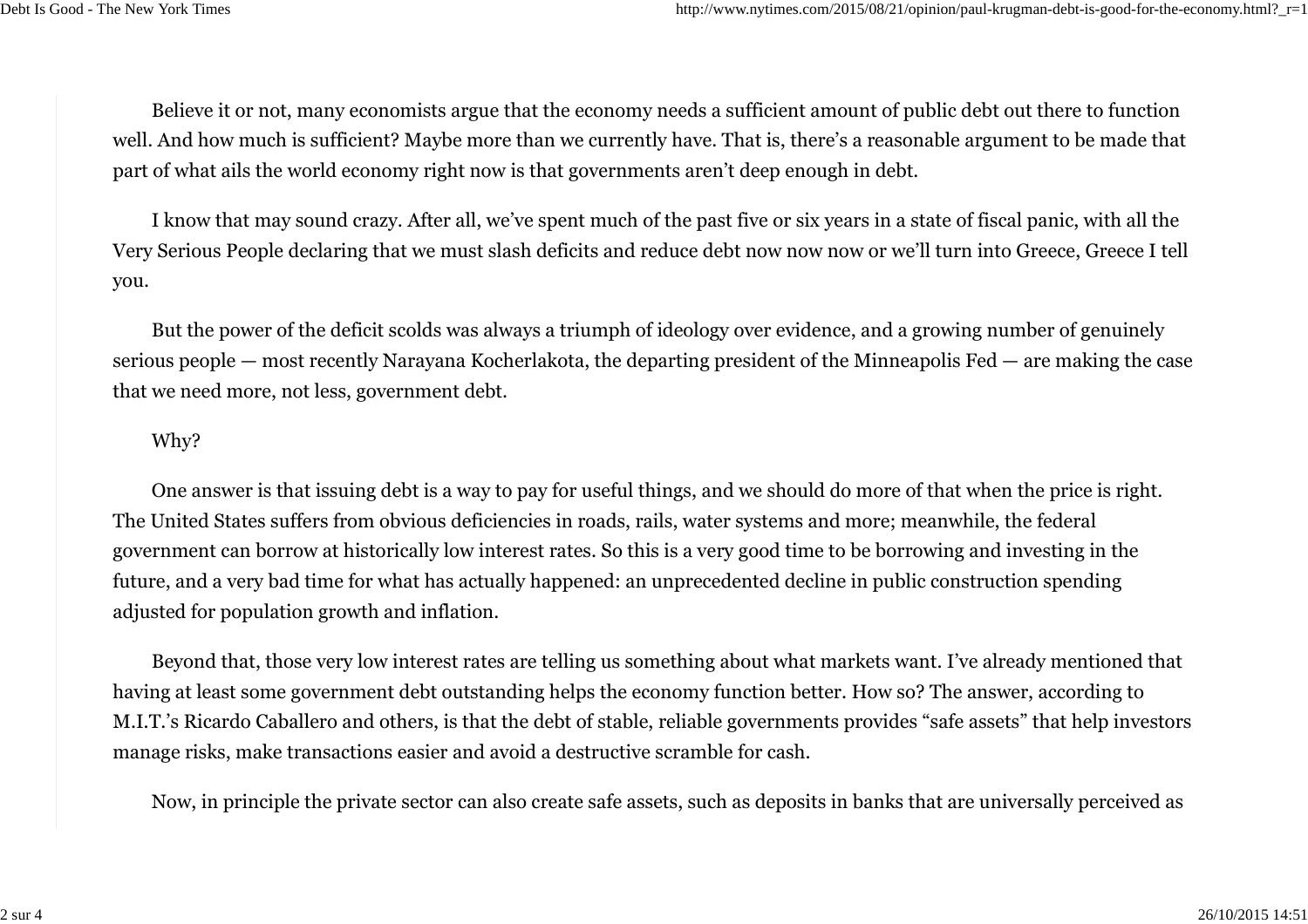Believe it or not, many economists argue that the economy needs a sufficient amount of public debt out there to function well. And how much is sufficient? Maybe more than we currently have. That is, there's a reasonable argument to be made that part of what ails the world economy right now is that governments aren't deep enough in debt.

I know that may sound crazy. After all, we've spent much of the past five or six years in a state of fiscal panic, with all the Very Serious People declaring that we must slash deficits and reduce debt now now now or we'll turn into Greece, Greece I tell you.

But the power of the deficit scolds was always a triumph of ideology over evidence, and a growing number of genuinely serious people — most recently Narayana Kocherlakota, the departing president of the Minneapolis Fed — are making the case that we need more, not less, government debt.

Why?

One answer is that issuing debt is a way to pay for useful things, and we should do more of that when the price is right. The United States suffers from obvious deficiencies in roads, rails, water systems and more; meanwhile, the federal government can borrow at historically low interest rates. So this is a very good time to be borrowing and investing in the future, and a very bad time for what has actually happened: an unprecedented decline in public construction spending adjusted for population growth and inflation.

Beyond that, those very low interest rates are telling us something about what markets want. I've already mentioned that having at least some government debt outstanding helps the economy function better. How so? The answer, according to M.I.T.'s Ricardo Caballero and others, is that the debt of stable, reliable governments provides "safe assets" that help investors manage risks, make transactions easier and avoid a destructive scramble for cash.

Now, in principle the private sector can also create safe assets, such as deposits in banks that are universally perceived as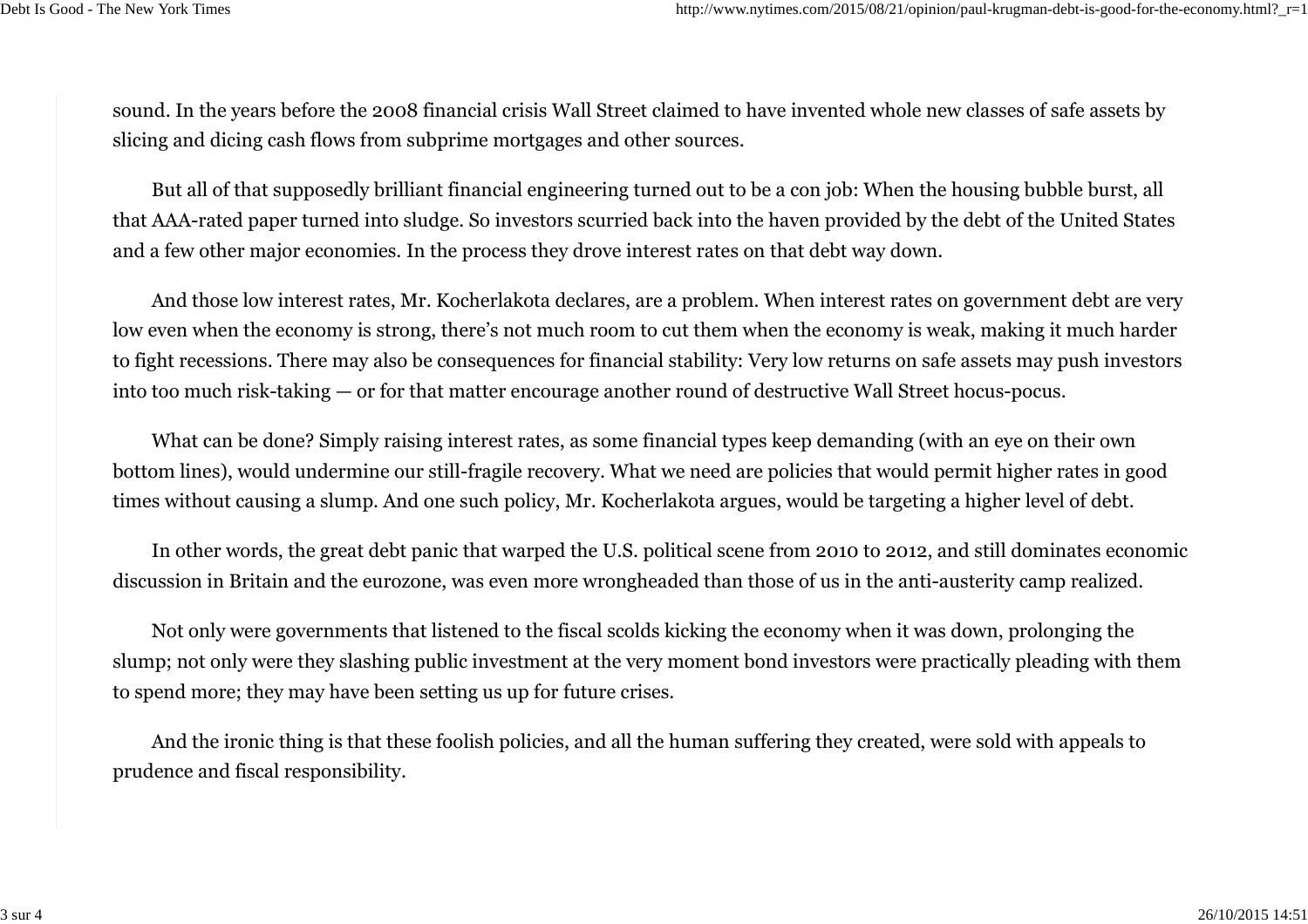sound. In the years before the 2008 financial crisis Wall Street claimed to have invented whole new classes of safe assets by slicing and dicing cash flows from subprime mortgages and other sources.

But all of that supposedly brilliant financial engineering turned out to be a con job: When the housing bubble burst, all that AAA-rated paper turned into sludge. So investors scurried back into the haven provided by the debt of the United States and a few other major economies. In the process they drove interest rates on that debt way down.

And those low interest rates, Mr. Kocherlakota declares, are a problem. When interest rates on government debt are very low even when the economy is strong, there's not much room to cut them when the economy is weak, making it much harder to fight recessions. There may also be consequences for financial stability: Very low returns on safe assets may push investors into too much risk-taking — or for that matter encourage another round of destructive Wall Street hocus-pocus.

What can be done? Simply raising interest rates, as some financial types keep demanding (with an eye on their own bottom lines), would undermine our still-fragile recovery. What we need are policies that would permit higher rates in good times without causing a slump. And one such policy, Mr. Kocherlakota argues, would be targeting a higher level of debt.

In other words, the great debt panic that warped the U.S. political scene from 2010 to 2012, and still dominates economic discussion in Britain and the eurozone, was even more wrongheaded than those of us in the anti-austerity camp realized.

Not only were governments that listened to the fiscal scolds kicking the economy when it was down, prolonging the slump; not only were they slashing public investment at the very moment bond investors were practically pleading with them to spend more; they may have been setting us up for future crises.

And the ironic thing is that these foolish policies, and all the human suffering they created, were sold with appeals to prudence and fiscal responsibility.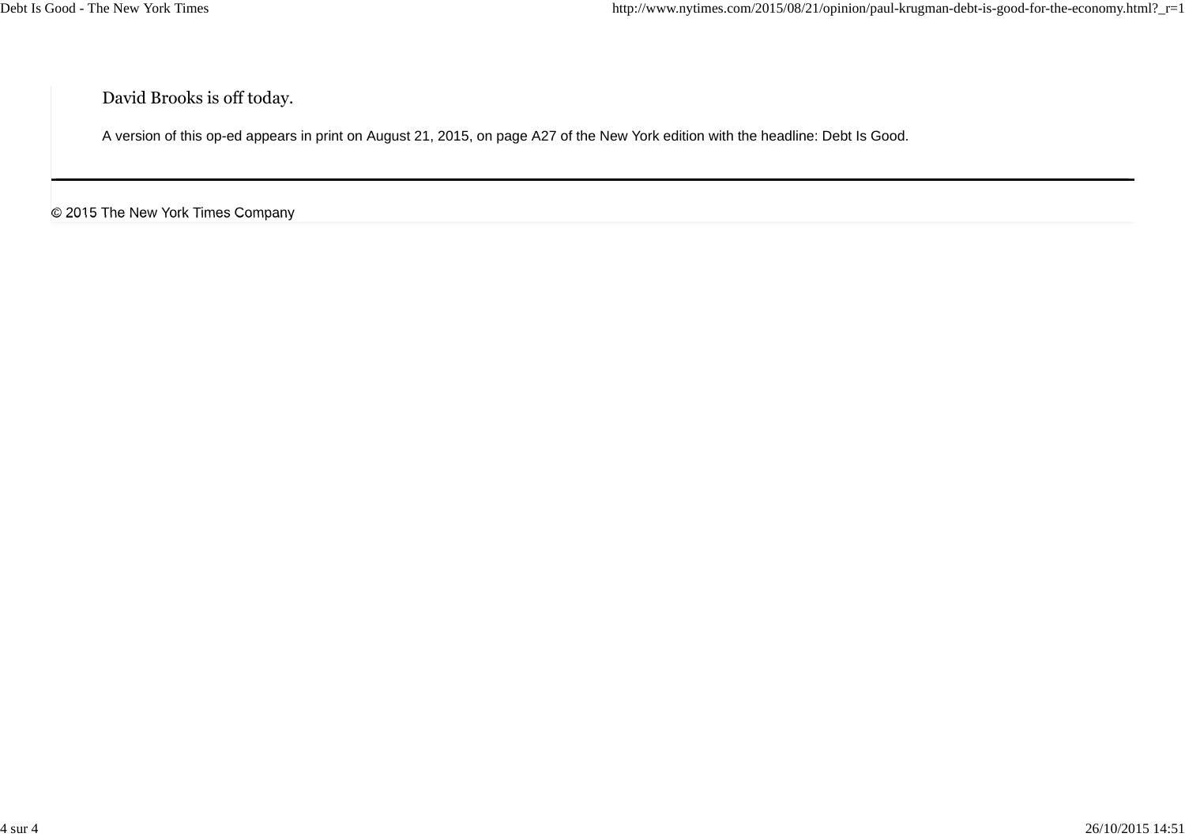David Brooks is off today.

A version of this op-ed appears in print on August 21, 2015, on page A27 of the New York edition with the headline: Debt Is Good.

---

© 2015 The New York Times Company